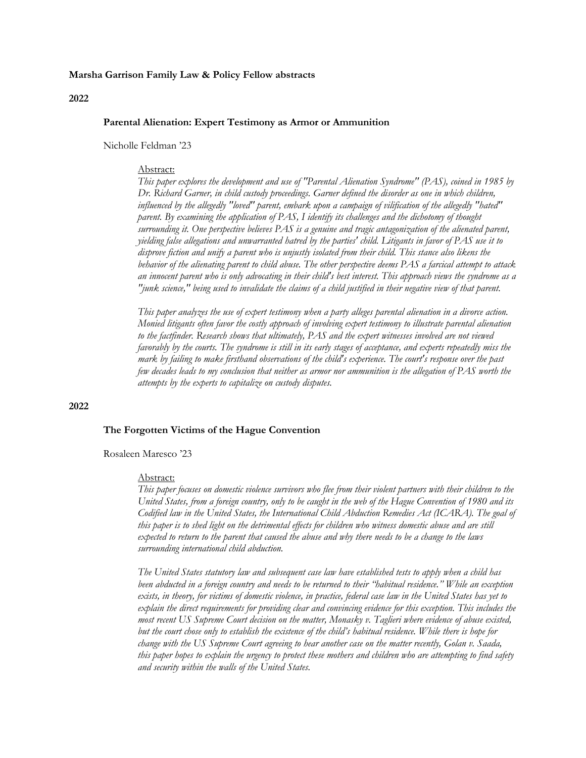**Marsha Garrison Family Law & Policy Fellow abstracts**

**2022**

### Parental Alienation: Expert Testimony as Armor or Ammunition

Nicholle Feldman '23

Abstract:

*This paper explores the development and use of "Parental Alienation Syndrome" (PAS), coined in 1985 by Dr. Richard Garner, in child custody proceedings. Garner defined the disorder as one in which children, influenced by the allegedly "loved" parent, embark upon a campaign of vilification of the allegedly "hated" parent. By examining the application of PAS, I identify its challenges and the dichotomy of thought surrounding it. One perspective believes PAS is a genuine and tragic antagonization of the alienated parent, yielding false allegations and unwarranted hatred by the parties' child. Litigants in favor of PAS use it to disprove fiction and unify a parent who is unjustly isolated from their child. This stance also likens the behavior of the alienating parent to child abuse. The other perspective deems PAS a farcical attempt to attack an innocent parent who is only advocating in their child's best interest. This approach views the syndrome as a "junk science," being used to invalidate the claims of a child justified in their negative view of that parent.*

*This paper analyzes the use of expert testimony when a party alleges parental alienation in a divorce action. Monied litigants often favor the costly approach of involving expert testimony to illustrate parental alienation to the factfinder. Research shows that ultimately, PAS and the expert witnesses involved are not viewed favorably by the courts. The syndrome is still in its early stages of acceptance, and experts repeatedly miss the mark by failing to make firsthand observations of the child's experience. The court's response over the past few decades leads to my conclusion that neither as armor nor ammunition is the allegation of PAS worth the attempts by the experts to capitalize on custody disputes.*

**2022**

### The Forgotten Victims of the Hague Convention

Rosaleen Maresco '23

Abstract:

*This paper focuses on domestic violence survivors who flee from their violent partners with their children to the United States, from a foreign country, only to be caught in the web of the Hague Convention of 1980 and its Codified law in the United States, the International Child Abduction Remedies Act (ICARA). The goal of this paper is to shed light on the detrimental effects for children who witness domestic abuse and are still expected to return to the parent that caused the abuse and why there needs to be a change to the laws surrounding international child abduction.*

*The United States statutory law and subsequent case law have established tests to apply when a child has been abducted in a foreign country and needs to be returned to their "habitual residence." While an exception exists, in theory, for victims of domestic violence, in practice, federal case law in the United States has yet to explain the direct requirements for providing clear and convincing evidence for this exception. This includes the most recent US Supreme Court decision on the matter, Monasky v. Taglieri where evidence of abuse existed, but the court chose only to establish the existence of the child's habitual residence. While there is hope for change with the US Supreme Court agreeing to hear another case on the matter recently, Golan v. Saada, this paper hopes to explain the urgency to protect these mothers and children who are attempting to find safety and security within the walls of the United States.*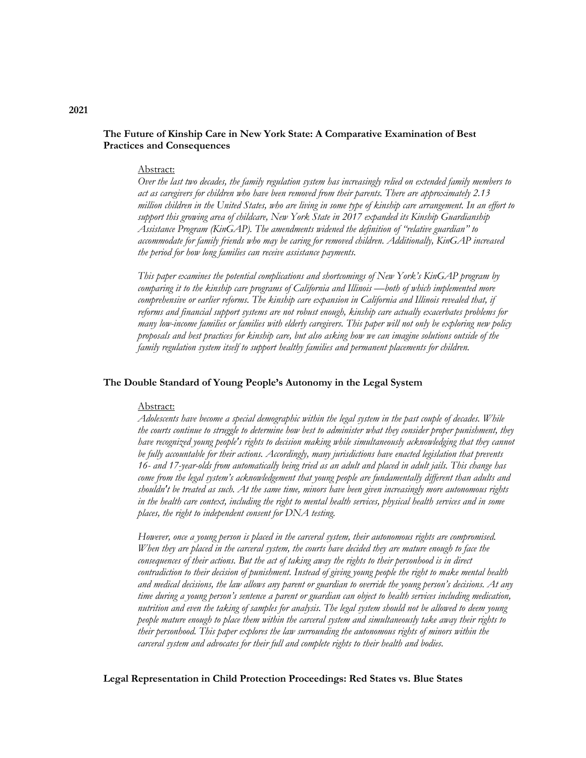**2021**

### The Future of Kinship Care in New York State: A Comparative Examination of Best Practices and Consequences

Abstract:

*Over the last two decades, the family regulation system has increasingly relied on extended family members to act as caregivers for children who have been removed from their parents. There are approximately 2.13 million children in the United States, who are living in some type of kinship care arrangement. In an effort to support this growing area of childcare, New York State in 2017 expanded its Kinship Guardianship Assistance Program (KinGAP). The amendments widened the definition of "relative guardian" to accommodate for family friends who may be caring for removed children. Additionally, KinGAP increased the period for how long families can receive assistance payments.*

*This paper examines the potential complications and shortcomings of New York's KinGAP program by comparing it to the kinship care programs of California and Illinois —both of which implemented more comprehensive or earlier reforms. The kinship care expansion in California and Illinois revealed that, if reforms and financial support systems are not robust enough, kinship care actually exacerbates problems for many low-income families or families with elderly caregivers. This paper will not only be exploring new policy proposals and best practices for kinship care, but also asking how we can imagine solutions outside of the family regulation system itself to support healthy families and permanent placements for children.*

### The Double Standard of Young People's Autonomy in the Legal System

Abstract:

*Adolescents have become a special demographic within the legal system in the past couple of decades. While the courts continue to struggle to determine how best to administer what they consider proper punishment, they have recognized young people's rights to decision making while simultaneously acknowledging that they cannot be fully accountable for their actions. Accordingly, many jurisdictions have enacted legislation that prevents 16- and 17-year-olds from automatically being tried as an adult and placed in adult jails. This change has come from the legal system's acknowledgement that young people are fundamentally different than adults and shouldn't be treated as such. At the same time, minors have been given increasingly more autonomous rights in the health care context, including the right to mental health services, physical health services and in some places, the right to independent consent for DNA testing.*

*However, once a young person is placed in the carceral system, their autonomous rights are compromised. When they are placed in the carceral system, the courts have decided they are mature enough to face the consequences of their actions. But the act of taking away the rights to their personhood is in direct contradiction to their decision of punishment. Instead of giving young people the right to make mental health and medical decisions, the law allows any parent or guardian to override the young person's decisions. At any time during a young person's sentence a parent or guardian can object to health services including medication, nutrition and even the taking of samples for analysis. The legal system should not be allowed to deem young people mature enough to place them within the carceral system and simultaneously take away their rights to their personhood. This paper explores the law surrounding the autonomous rights of minors within the carceral system and advocates for their full and complete rights to their health and bodies.*

### Legal Representation in Child Protection Proceedings: Red States vs. Blue States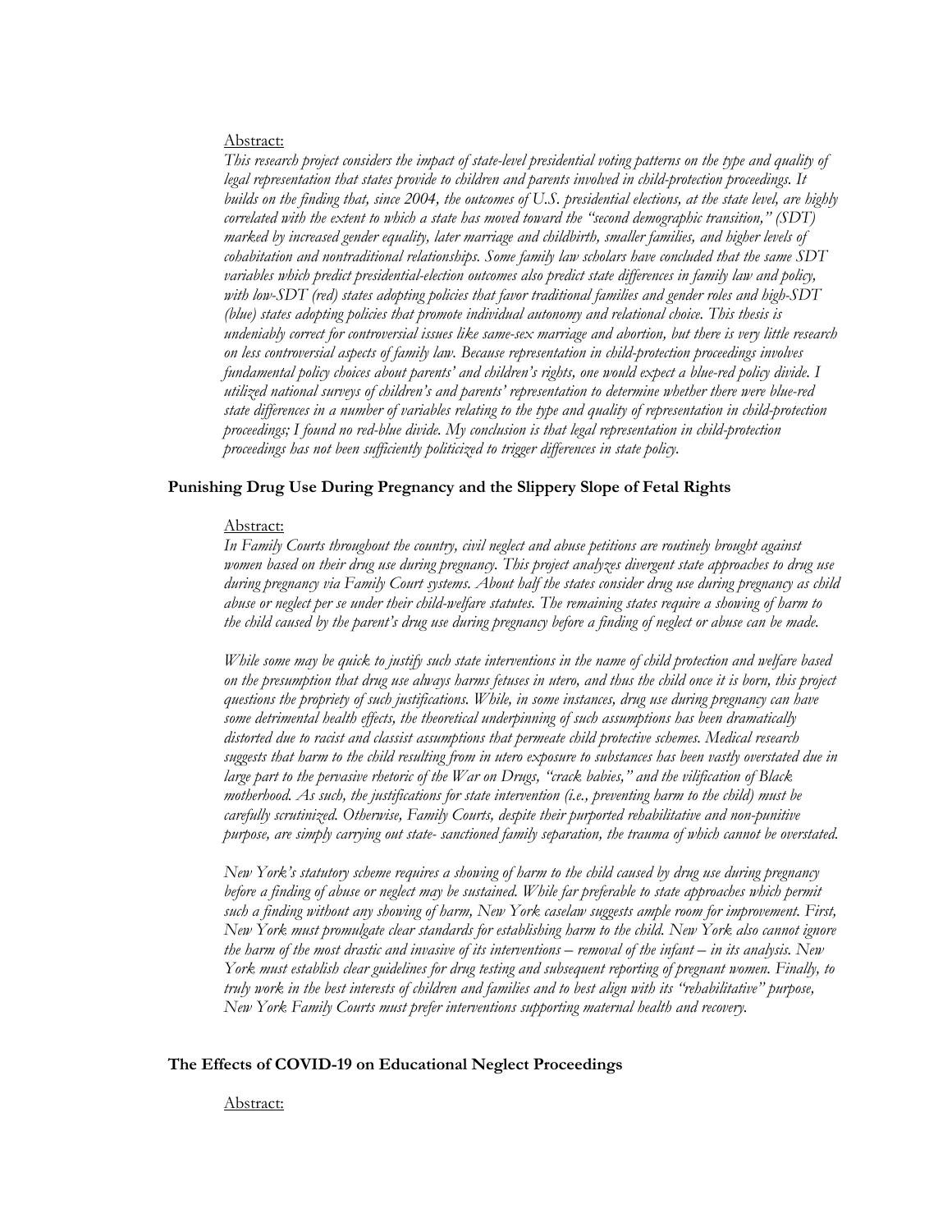Abstract:

*This research project considers the impact of state-level presidential voting patterns on the type and quality of legal representation that states provide to children and parents involved in child-protection proceedings. It builds on the finding that, since 2004, the outcomes of U.S. presidential elections, at the state level, are highly correlated with the extent to which a state has moved toward the "second demographic transition," (SDT) marked by increased gender equality, later marriage and childbirth, smaller families, and higher levels of cohabitation and nontraditional relationships. Some family law scholars have concluded that the same SDT variables which predict presidential-election outcomes also predict state differences in family law and policy, with low-SDT (red) states adopting policies that favor traditional families and gender roles and high-SDT (blue) states adopting policies that promote individual autonomy and relational choice. This thesis is undeniably correct for controversial issues like same-sex marriage and abortion, but there is very little research on less controversial aspects of family law. Because representation in child-protection proceedings involves fundamental policy choices about parents' and children's rights, one would expect a blue-red policy divide. I utilized national surveys of children's and parents' representation to determine whether there were blue-red state differences in a number of variables relating to the type and quality of representation in child-protection proceedings; I found no red-blue divide. My conclusion is that legal representation in child-protection proceedings has not been sufficiently politicized to trigger differences in state policy.*

**Punishing Drug Use During Pregnancy and the Slippery Slope of Fetal Rights**

Abstract:

*In Family Courts throughout the country, civil neglect and abuse petitions are routinely brought against women based on their drug use during pregnancy. This project analyzes divergent state approaches to drug use during pregnancy via Family Court systems. About half the states consider drug use during pregnancy as child abuse or neglect per se under their child-welfare statutes. The remaining states require a showing of harm to the child caused by the parent's drug use during pregnancy before a finding of neglect or abuse can be made.*

*While some may be quick to justify such state interventions in the name of child protection and welfare based on the presumption that drug use always harms fetuses in utero, and thus the child once it is born, this project questions the propriety of such justifications. While, in some instances, drug use during pregnancy can have some detrimental health effects, the theoretical underpinning of such assumptions has been dramatically distorted due to racist and classist assumptions that permeate child protective schemes. Medical research suggests that harm to the child resulting from in utero exposure to substances has been vastly overstated due in large part to the pervasive rhetoric of the War on Drugs, "crack babies," and the vilification of Black motherhood. As such, the justifications for state intervention (i.e., preventing harm to the child) must be carefully scrutinized. Otherwise, Family Courts, despite their purported rehabilitative and non-punitive purpose, are simply carrying out state- sanctioned family separation, the trauma of which cannot be overstated.*

*New York's statutory scheme requires a showing of harm to the child caused by drug use during pregnancy before a finding of abuse or neglect may be sustained. While far preferable to state approaches which permit such a finding without any showing of harm, New York caselaw suggests ample room for improvement. First, New York must promulgate clear standards for establishing harm to the child. New York also cannot ignore the harm of the most drastic and invasive of its interventions – removal of the infant – in its analysis. New York must establish clear guidelines for drug testing and subsequent reporting of pregnant women. Finally, to truly work in the best interests of children and families and to best align with its "rehabilitative" purpose, New York Family Courts must prefer interventions supporting maternal health and recovery.*

**The Effects of COVID-19 on Educational Neglect Proceedings**

Abstract: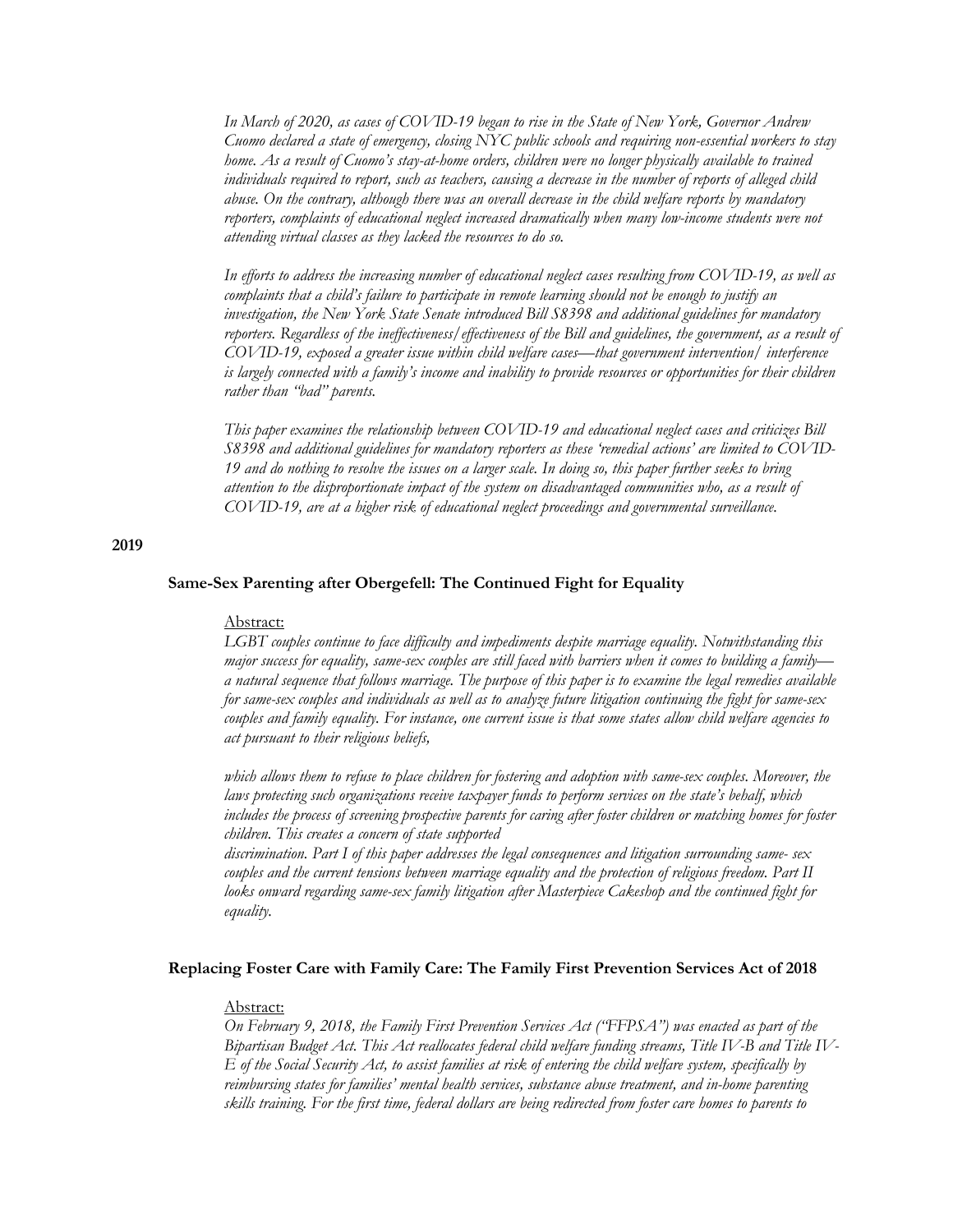*In March of 2020, as cases of COVID-19 began to rise in the State of New York, Governor Andrew Cuomo declared a state of emergency, closing NYC public schools and requiring non-essential workers to stay home. As a result of Cuomo's stay-at-home orders, children were no longer physically available to trained individuals required to report, such as teachers, causing a decrease in the number of reports of alleged child abuse. On the contrary, although there was an overall decrease in the child welfare reports by mandatory reporters, complaints of educational neglect increased dramatically when many low-income students were not attending virtual classes as they lacked the resources to do so.*

*In efforts to address the increasing number of educational neglect cases resulting from COVID-19, as well as complaints that a child's failure to participate in remote learning should not be enough to justify an investigation, the New York State Senate introduced Bill S8398 and additional guidelines for mandatory reporters. Regardless of the ineffectiveness/effectiveness of the Bill and guidelines, the government, as a result of COVID-19, exposed a greater issue within child welfare cases—that government intervention/ interference is largely connected with a family's income and inability to provide resources or opportunities for their children rather than "bad" parents.*

*This paper examines the relationship between COVID-19 and educational neglect cases and criticizes Bill S8398 and additional guidelines for mandatory reporters as these 'remedial actions' are limited to COVID-19 and do nothing to resolve the issues on a larger scale. In doing so, this paper further seeks to bring attention to the disproportionate impact of the system on disadvantaged communities who, as a result of COVID-19, are at a higher risk of educational neglect proceedings and governmental surveillance.*

## 2019

### Same-Sex Parenting after Obergefell: The Continued Fight for Equality

Abstract:

*LGBT couples continue to face difficulty and impediments despite marriage equality. Notwithstanding this major success for equality, same-sex couples are still faced with barriers when it comes to building a family—a natural sequence that follows marriage. The purpose of this paper is to examine the legal remedies available for same-sex couples and individuals as well as to analyze future litigation continuing the fight for same-sex couples and family equality. For instance, one current issue is that some states allow child welfare agencies to act pursuant to their religious beliefs,*

*which allows them to refuse to place children for fostering and adoption with same-sex couples. Moreover, the laws protecting such organizations receive taxpayer funds to perform services on the state's behalf, which includes the process of screening prospective parents for caring after foster children or matching homes for foster children. This creates a concern of state supported discrimination. Part I of this paper addresses the legal consequences and litigation surrounding same- sex couples and the current tensions between marriage equality and the protection of religious freedom. Part II looks onward regarding same-sex family litigation after Masterpiece Cakeshop and the continued fight for equality.*

### Replacing Foster Care with Family Care: The Family First Prevention Services Act of 2018

Abstract:

*On February 9, 2018, the Family First Prevention Services Act ("FFPSA") was enacted as part of the Bipartisan Budget Act. This Act reallocates federal child welfare funding streams, Title IV-B and Title IV-E of the Social Security Act, to assist families at risk of entering the child welfare system, specifically by reimbursing states for families' mental health services, substance abuse treatment, and in-home parenting skills training. For the first time, federal dollars are being redirected from foster care homes to parents to*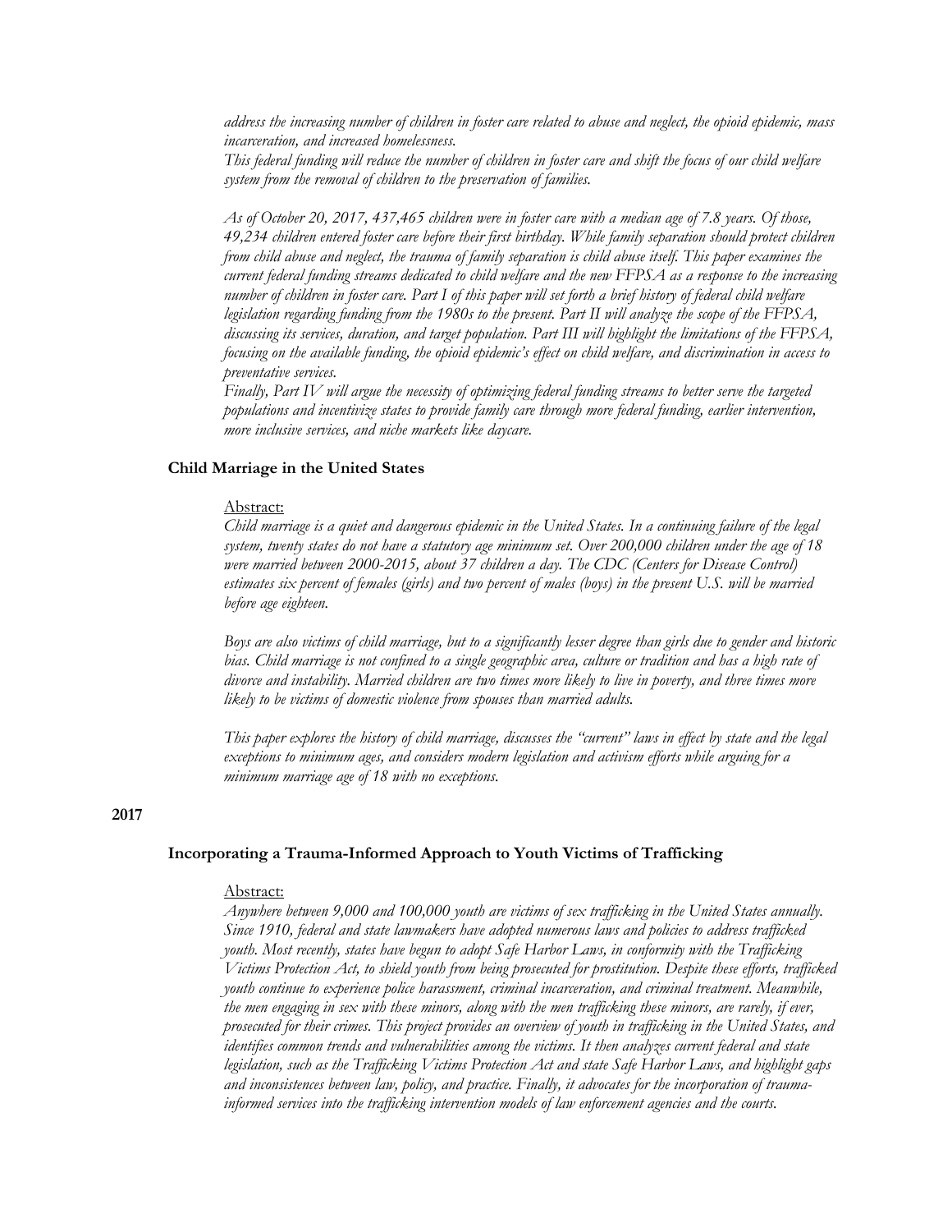*address the increasing number of children in foster care related to abuse and neglect, the opioid epidemic, mass incarceration, and increased homelessness.*
*This federal funding will reduce the number of children in foster care and shift the focus of our child welfare system from the removal of children to the preservation of families.*

*As of October 20, 2017, 437,465 children were in foster care with a median age of 7.8 years. Of those, 49,234 children entered foster care before their first birthday. While family separation should protect children from child abuse and neglect, the trauma of family separation is child abuse itself. This paper examines the current federal funding streams dedicated to child welfare and the new FFPSA as a response to the increasing number of children in foster care. Part I of this paper will set forth a brief history of federal child welfare legislation regarding funding from the 1980s to the present. Part II will analyze the scope of the FFPSA, discussing its services, duration, and target population. Part III will highlight the limitations of the FFPSA, focusing on the available funding, the opioid epidemic's effect on child welfare, and discrimination in access to preventative services.*
*Finally, Part IV will argue the necessity of optimizing federal funding streams to better serve the targeted populations and incentivize states to provide family care through more federal funding, earlier intervention, more inclusive services, and niche markets like daycare.*

### Child Marriage in the United States

Abstract:

*Child marriage is a quiet and dangerous epidemic in the United States. In a continuing failure of the legal system, twenty states do not have a statutory age minimum set. Over 200,000 children under the age of 18 were married between 2000-2015, about 37 children a day. The CDC (Centers for Disease Control) estimates six percent of females (girls) and two percent of males (boys) in the present U.S. will be married before age eighteen.*

*Boys are also victims of child marriage, but to a significantly lesser degree than girls due to gender and historic bias. Child marriage is not confined to a single geographic area, culture or tradition and has a high rate of divorce and instability. Married children are two times more likely to live in poverty, and three times more likely to be victims of domestic violence from spouses than married adults.*

*This paper explores the history of child marriage, discusses the "current" laws in effect by state and the legal exceptions to minimum ages, and considers modern legislation and activism efforts while arguing for a minimum marriage age of 18 with no exceptions.*

## 2017

### Incorporating a Trauma-Informed Approach to Youth Victims of Trafficking

Abstract:

*Anywhere between 9,000 and 100,000 youth are victims of sex trafficking in the United States annually. Since 1910, federal and state lawmakers have adopted numerous laws and policies to address trafficked youth. Most recently, states have begun to adopt Safe Harbor Laws, in conformity with the Trafficking Victims Protection Act, to shield youth from being prosecuted for prostitution. Despite these efforts, trafficked youth continue to experience police harassment, criminal incarceration, and criminal treatment. Meanwhile, the men engaging in sex with these minors, along with the men trafficking these minors, are rarely, if ever, prosecuted for their crimes. This project provides an overview of youth in trafficking in the United States, and identifies common trends and vulnerabilities among the victims. It then analyzes current federal and state legislation, such as the Trafficking Victims Protection Act and state Safe Harbor Laws, and highlight gaps and inconsistences between law, policy, and practice. Finally, it advocates for the incorporation of trauma-informed services into the trafficking intervention models of law enforcement agencies and the courts.*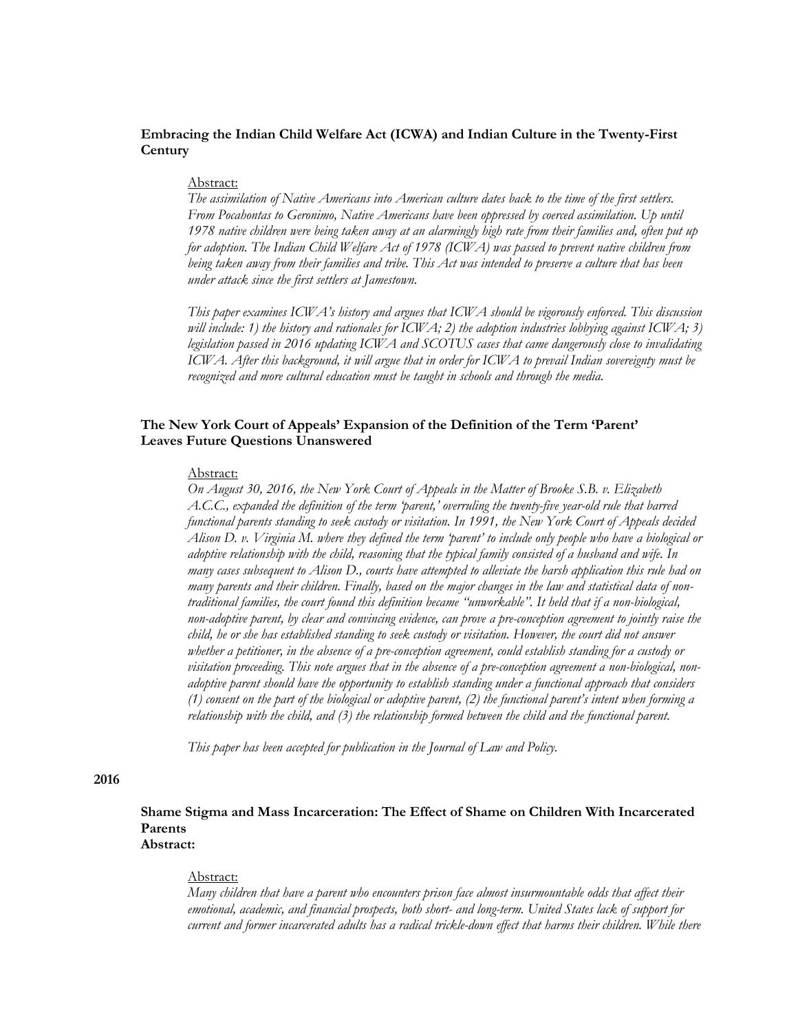**Embracing the Indian Child Welfare Act (ICWA) and Indian Culture in the Twenty-First Century**

Abstract:

*The assimilation of Native Americans into American culture dates back to the time of the first settlers. From Pocahontas to Geronimo, Native Americans have been oppressed by coerced assimilation. Up until 1978 native children were being taken away at an alarmingly high rate from their families and, often put up for adoption. The Indian Child Welfare Act of 1978 (ICWA) was passed to prevent native children from being taken away from their families and tribe. This Act was intended to preserve a culture that has been under attack since the first settlers at Jamestown.*

*This paper examines ICWA's history and argues that ICWA should be vigorously enforced. This discussion will include: 1) the history and rationales for ICWA; 2) the adoption industries lobbying against ICWA; 3) legislation passed in 2016 updating ICWA and SCOTUS cases that came dangerously close to invalidating ICWA. After this background, it will argue that in order for ICWA to prevail Indian sovereignty must be recognized and more cultural education must be taught in schools and through the media.*

**The New York Court of Appeals' Expansion of the Definition of the Term 'Parent' Leaves Future Questions Unanswered**

Abstract:

*On August 30, 2016, the New York Court of Appeals in the Matter of Brooke S.B. v. Elizabeth A.C.C., expanded the definition of the term 'parent,' overruling the twenty-five year-old rule that barred functional parents standing to seek custody or visitation. In 1991, the New York Court of Appeals decided Alison D. v. Virginia M. where they defined the term 'parent' to include only people who have a biological or adoptive relationship with the child, reasoning that the typical family consisted of a husband and wife. In many cases subsequent to Alison D., courts have attempted to alleviate the harsh application this rule had on many parents and their children. Finally, based on the major changes in the law and statistical data of non-traditional families, the court found this definition became "unworkable". It held that if a non-biological, non-adoptive parent, by clear and convincing evidence, can prove a pre-conception agreement to jointly raise the child, he or she has established standing to seek custody or visitation. However, the court did not answer whether a petitioner, in the absence of a pre-conception agreement, could establish standing for a custody or visitation proceeding. This note argues that in the absence of a pre-conception agreement a non-biological, non-adoptive parent should have the opportunity to establish standing under a functional approach that considers (1) consent on the part of the biological or adoptive parent, (2) the functional parent's intent when forming a relationship with the child, and (3) the relationship formed between the child and the functional parent.*

*This paper has been accepted for publication in the Journal of Law and Policy.*

**2016**

**Shame Stigma and Mass Incarceration: The Effect of Shame on Children With Incarcerated Parents**
**Abstract:**

Abstract:

*Many children that have a parent who encounters prison face almost insurmountable odds that affect their emotional, academic, and financial prospects, both short- and long-term. United States lack of support for current and former incarcerated adults has a radical trickle-down effect that harms their children. While there*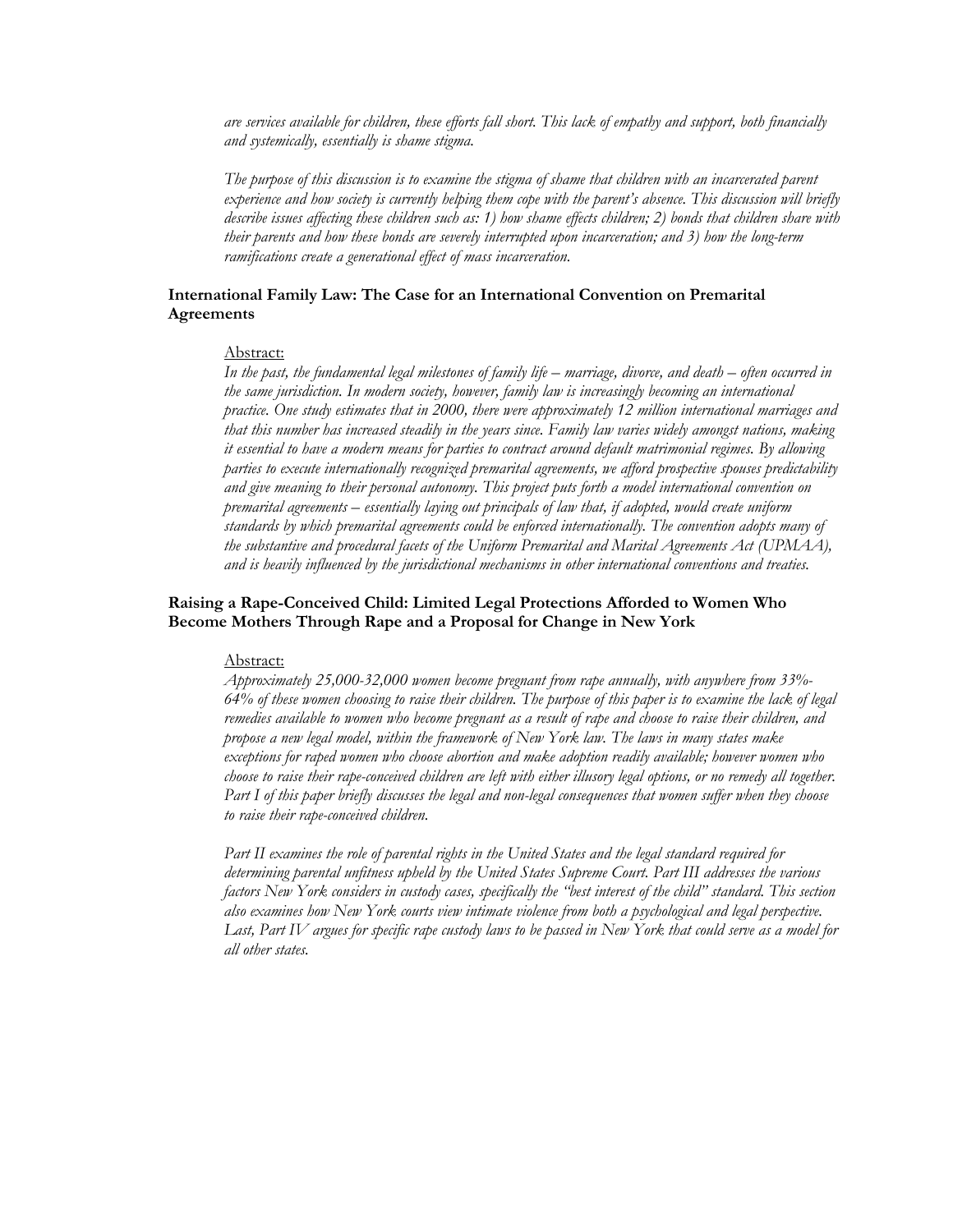*are services available for children, these efforts fall short. This lack of empathy and support, both financially and systemically, essentially is shame stigma.*

*The purpose of this discussion is to examine the stigma of shame that children with an incarcerated parent experience and how society is currently helping them cope with the parent's absence. This discussion will briefly describe issues affecting these children such as: 1) how shame effects children; 2) bonds that children share with their parents and how these bonds are severely interrupted upon incarceration; and 3) how the long-term ramifications create a generational effect of mass incarceration.*

**International Family Law: The Case for an International Convention on Premarital Agreements**

Abstract:

*In the past, the fundamental legal milestones of family life – marriage, divorce, and death – often occurred in the same jurisdiction. In modern society, however, family law is increasingly becoming an international practice. One study estimates that in 2000, there were approximately 12 million international marriages and that this number has increased steadily in the years since. Family law varies widely amongst nations, making it essential to have a modern means for parties to contract around default matrimonial regimes. By allowing parties to execute internationally recognized premarital agreements, we afford prospective spouses predictability and give meaning to their personal autonomy. This project puts forth a model international convention on premarital agreements – essentially laying out principals of law that, if adopted, would create uniform standards by which premarital agreements could be enforced internationally. The convention adopts many of the substantive and procedural facets of the Uniform Premarital and Marital Agreements Act (UPMAA), and is heavily influenced by the jurisdictional mechanisms in other international conventions and treaties.*

**Raising a Rape-Conceived Child: Limited Legal Protections Afforded to Women Who Become Mothers Through Rape and a Proposal for Change in New York**

Abstract:

*Approximately 25,000-32,000 women become pregnant from rape annually, with anywhere from 33%-64% of these women choosing to raise their children. The purpose of this paper is to examine the lack of legal remedies available to women who become pregnant as a result of rape and choose to raise their children, and propose a new legal model, within the framework of New York law. The laws in many states make exceptions for raped women who choose abortion and make adoption readily available; however women who choose to raise their rape-conceived children are left with either illusory legal options, or no remedy all together. Part I of this paper briefly discusses the legal and non-legal consequences that women suffer when they choose to raise their rape-conceived children.*

*Part II examines the role of parental rights in the United States and the legal standard required for determining parental unfitness upheld by the United States Supreme Court. Part III addresses the various factors New York considers in custody cases, specifically the "best interest of the child" standard. This section also examines how New York courts view intimate violence from both a psychological and legal perspective. Last, Part IV argues for specific rape custody laws to be passed in New York that could serve as a model for all other states.*